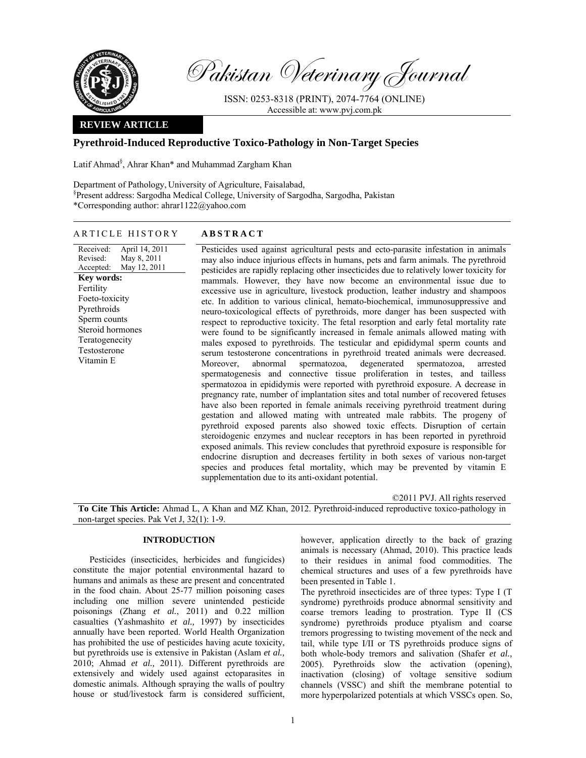Pakistan Veterinary Journal

ISSN: 0253-8318 (PRINT), 2074-7764 (ONLINE)
Accessible at: www.pvj.com.pk

**REVIEW ARTICLE**

# Pyrethroid-Induced Reproductive Toxico-Pathology in Non-Target Species

Latif Ahmad[§], Ahrar Khan* and Muhammad Zargham Khan

Department of Pathology, University of Agriculture, Faisalabad,
[§]Present address: Sargodha Medical College, University of Sargodha, Sargodha, Pakistan
*Corresponding author: ahrar1122@yahoo.com

## ARTICLE HISTORY

Received: April 14, 2011
Revised: May 8, 2011
Accepted: May 12, 2011

**Key words:**
Fertility
Foeto-toxicity
Pyrethroids
Sperm counts
Steroid hormones
Teratogenecity
Testosterone
Vitamin E

## ABSTRACT

Pesticides used against agricultural pests and ecto-parasite infestation in animals may also induce injurious effects in humans, pets and farm animals. The pyrethroid pesticides are rapidly replacing other insecticides due to relatively lower toxicity for mammals. However, they have now become an environmental issue due to excessive use in agriculture, livestock production, leather industry and shampoos etc. In addition to various clinical, hemato-biochemical, immunosuppressive and neuro-toxicological effects of pyrethroids, more danger has been suspected with respect to reproductive toxicity. The fetal resorption and early fetal mortality rate were found to be significantly increased in female animals allowed mating with males exposed to pyrethroids. The testicular and epididymal sperm counts and serum testosterone concentrations in pyrethroid treated animals were decreased. Moreover, abnormal spermatozoa, degenerated spermatozoa, arrested spermatogenesis and connective tissue proliferation in testes, and tailless spermatozoa in epididymis were reported with pyrethroid exposure. A decrease in pregnancy rate, number of implantation sites and total number of recovered fetuses have also been reported in female animals receiving pyrethroid treatment during gestation and allowed mating with untreated male rabbits. The progeny of pyrethroid exposed parents also showed toxic effects. Disruption of certain steroidogenic enzymes and nuclear receptors in has been reported in pyrethroid exposed animals. This review concludes that pyrethroid exposure is responsible for endocrine disruption and decreases fertility in both sexes of various non-target species and produces fetal mortality, which may be prevented by vitamin E supplementation due to its anti-oxidant potential.

©2011 PVJ. All rights reserved

**To Cite This Article:** Ahmad L, A Khan and MZ Khan, 2012. Pyrethroid-induced reproductive toxico-pathology in non-target species. Pak Vet J, 32(1): 1-9.

## INTRODUCTION

Pesticides (insecticides, herbicides and fungicides) constitute the major potential environmental hazard to humans and animals as these are present and concentrated in the food chain. About 25-77 million poisoning cases including one million severe unintended pesticide poisonings (Zhang *et al.*, 2011) and 0.22 million casualties (Yashmashito *et al.,* 1997) by insecticides annually have been reported. World Health Organization has prohibited the use of pesticides having acute toxicity, but pyrethroids use is extensive in Pakistan (Aslam *et al.,* 2010; Ahmad *et al.,* 2011). Different pyrethroids are extensively and widely used against ectoparasites in domestic animals. Although spraying the walls of poultry house or stud/livestock farm is considered sufficient, however, application directly to the back of grazing animals is necessary (Ahmad, 2010). This practice leads to their residues in animal food commodities. The chemical structures and uses of a few pyrethroids have been presented in Table 1.

The pyrethroid insecticides are of three types: Type I (T syndrome) pyrethroids produce abnormal sensitivity and coarse tremors leading to prostration. Type II (CS syndrome) pyrethroids produce ptyalism and coarse tremors progressing to twisting movement of the neck and tail, while type I/II or TS pyrethroids produce signs of both whole-body tremors and salivation (Shafer *et al.,* 2005). Pyrethroids slow the activation (opening), inactivation (closing) of voltage sensitive sodium channels (VSSC) and shift the membrane potential to more hyperpolarized potentials at which VSSCs open. So,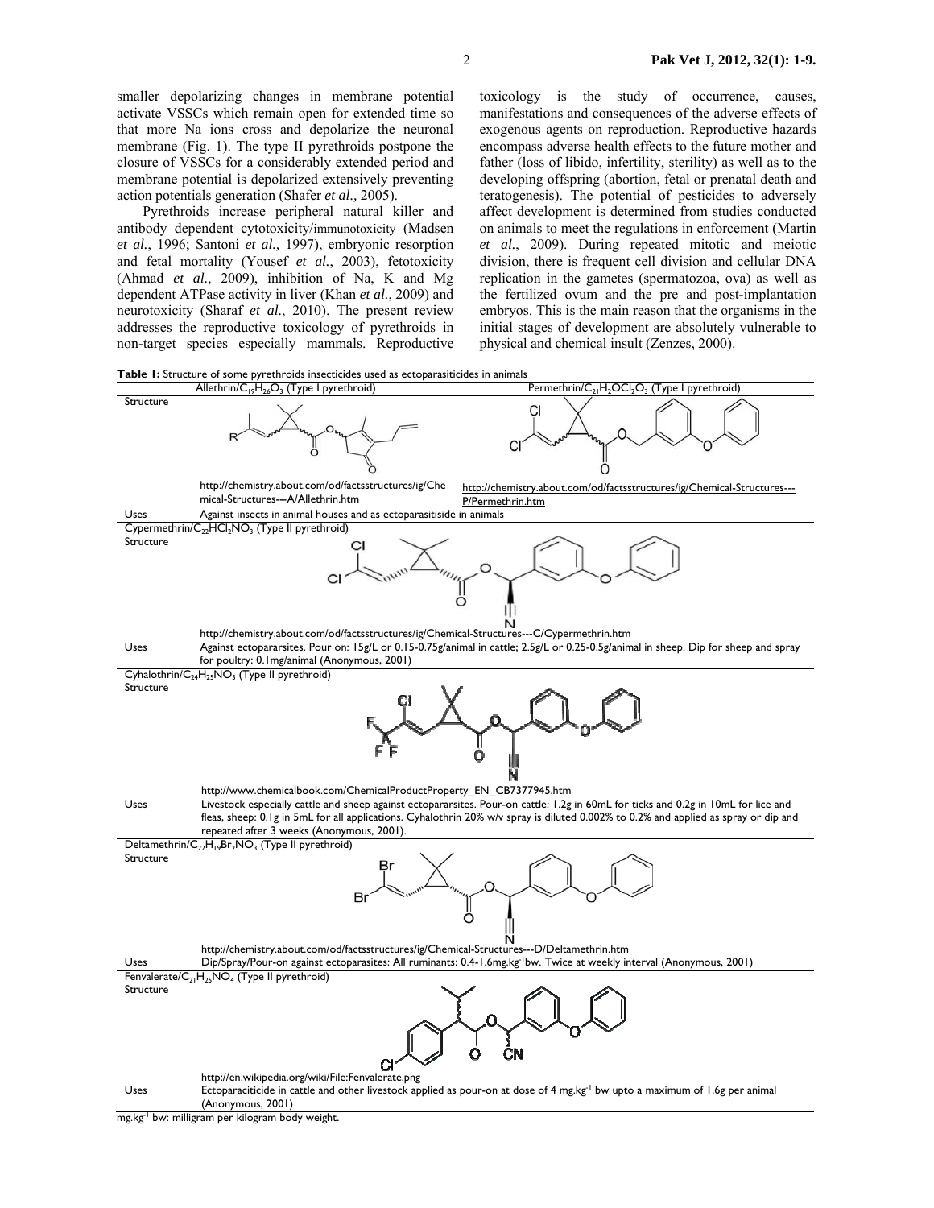smaller depolarizing changes in membrane potential activate VSSCs which remain open for extended time so that more Na ions cross and depolarize the neuronal membrane (Fig. 1). The type II pyrethroids postpone the closure of VSSCs for a considerably extended period and membrane potential is depolarized extensively preventing action potentials generation (Shafer *et al.,* 2005).

Pyrethroids increase peripheral natural killer and antibody dependent cytotoxicity/immunotoxicity (Madsen *et al.*, 1996; Santoni *et al.,* 1997), embryonic resorption and fetal mortality (Yousef *et al.*, 2003), fetotoxicity (Ahmad *et al.*, 2009), inhibition of Na, K and Mg dependent ATPase activity in liver (Khan *et al.*, 2009) and neurotoxicity (Sharaf *et al.*, 2010). The present review addresses the reproductive toxicology of pyrethroids in non-target species especially mammals. Reproductive toxicology is the study of occurrence, causes, manifestations and consequences of the adverse effects of exogenous agents on reproduction. Reproductive hazards encompass adverse health effects to the future mother and father (loss of libido, infertility, sterility) as well as to the developing offspring (abortion, fetal or prenatal death and teratogenesis). The potential of pesticides to adversely affect development is determined from studies conducted on animals to meet the regulations in enforcement (Martin *et al.*, 2009). During repeated mitotic and meiotic division, there is frequent cell division and cellular DNA replication in the gametes (spermatozoa, ova) as well as the fertilized ovum and the pre and post-implantation embryos. This is the main reason that the organisms in the initial stages of development are absolutely vulnerable to physical and chemical insult (Zenzes, 2000).

**Table 1:** Structure of some pyrethroids insecticides used as ectoparasiticides in animals

| | Allethrin/$C_{19}H_{26}O_3$ (Type I pyrethroid) | Permethrin/$C_{21}H_2OCl_2O_3$ (Type I pyrethroid) |
|---|---|---|
| Structure | http://chemistry.about.com/od/factsstructures/ig/Chemical-Structures---A/Allethrin.htm | http://chemistry.about.com/od/factsstructures/ig/Chemical-Structures---P/Permethrin.htm |
| Uses | Against insects in animal houses and as ectoparasitiside in animals | |
| | Cypermethrin/$C_{22}HCl_2NO_3$ (Type II pyrethroid) | |
| Structure | http://chemistry.about.com/od/factsstructures/ig/Chemical-Structures---C/Cypermethrin.htm | |
| Uses | Against ectopararsites. Pour on: 15g/L or 0.15-0.75g/animal in cattle; 2.5g/L or 0.25-0.5g/animal in sheep. Dip for sheep and spray for poultry: 0.1mg/animal (Anonymous, 2001) | |
| | Cyhalothrin/$C_{24}H_{25}NO_3$ (Type II pyrethroid) | |
| Structure | http://www.chemicalbook.com/ChemicalProductProperty_EN_CB7377945.htm | |
| Uses | Livestock especially cattle and sheep against ectopararsites. Pour-on cattle: 1.2g in 60mL for ticks and 0.2g in 10mL for lice and fleas, sheep: 0.1g in 5mL for all applications. Cyhalothrin 20% w/v spray is diluted 0.002% to 0.2% and applied as spray or dip and repeated after 3 weeks (Anonymous, 2001). | |
| | Deltamethrin/$C_{22}H_{19}Br_2NO_3$ (Type II pyrethroid) | |
| Structure | http://chemistry.about.com/od/factsstructures/ig/Chemical-Structures---D/Deltamethrin.htm | |
| Uses | Dip/Spray/Pour-on against ectoparasites: All ruminants: 0.4-1.6mg.kg$^{-1}$bw. Twice at weekly interval (Anonymous, 2001) | |
| | Fenvalerate/$C_{21}H_{25}NO_4$ (Type II pyrethroid) | |
| Structure | http://en.wikipedia.org/wiki/File:Fenvalerate.png | |
| Uses | Ectoparaciticide in cattle and other livestock applied as pour-on at dose of 4 mg.kg$^{-1}$ bw upto a maximum of 1.6g per animal (Anonymous, 2001) | |

mg.kg$^{-1}$ bw: milligram per kilogram body weight.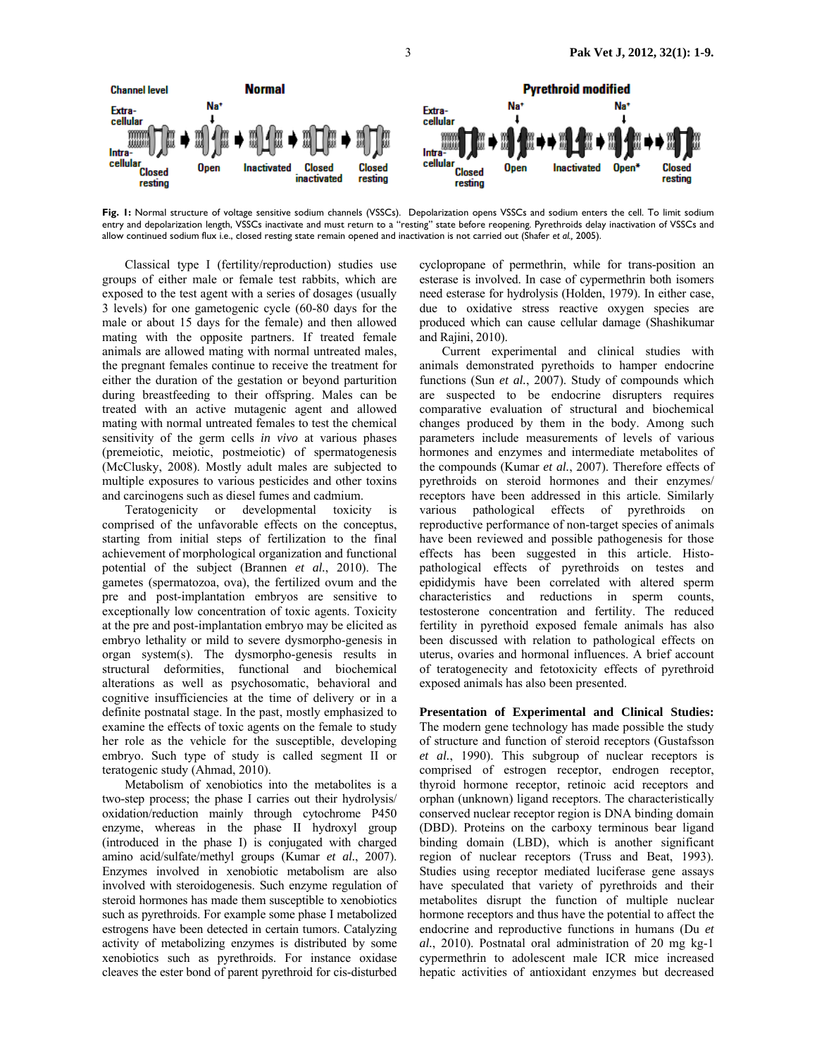Fig. 1: Normal structure of voltage sensitive sodium channels (VSSCs). Depolarization opens VSSCs and sodium enters the cell. To limit sodium entry and depolarization length, VSSCs inactivate and must return to a "resting" state before reopening. Pyrethroids delay inactivation of VSSCs and allow continued sodium flux i.e., closed resting state remain opened and inactivation is not carried out (Shafer *et al.,* 2005).

Classical type I (fertility/reproduction) studies use groups of either male or female test rabbits, which are exposed to the test agent with a series of dosages (usually 3 levels) for one gametogenic cycle (60-80 days for the male or about 15 days for the female) and then allowed mating with the opposite partners. If treated female animals are allowed mating with normal untreated males, the pregnant females continue to receive the treatment for either the duration of the gestation or beyond parturition during breastfeeding to their offspring. Males can be treated with an active mutagenic agent and allowed mating with normal untreated females to test the chemical sensitivity of the germ cells *in vivo* at various phases (premeiotic, meiotic, postmeiotic) of spermatogenesis (McClusky, 2008). Mostly adult males are subjected to multiple exposures to various pesticides and other toxins and carcinogens such as diesel fumes and cadmium.

Teratogenicity or developmental toxicity is comprised of the unfavorable effects on the conceptus, starting from initial steps of fertilization to the final achievement of morphological organization and functional potential of the subject (Brannen *et al.*, 2010). The gametes (spermatozoa, ova), the fertilized ovum and the pre and post-implantation embryos are sensitive to exceptionally low concentration of toxic agents. Toxicity at the pre and post-implantation embryo may be elicited as embryo lethality or mild to severe dysmorpho-genesis in organ system(s). The dysmorpho-genesis results in structural deformities, functional and biochemical alterations as well as psychosomatic, behavioral and cognitive insufficiencies at the time of delivery or in a definite postnatal stage. In the past, mostly emphasized to examine the effects of toxic agents on the female to study her role as the vehicle for the susceptible, developing embryo. Such type of study is called segment II or teratogenic study (Ahmad, 2010).

Metabolism of xenobiotics into the metabolites is a two-step process; the phase I carries out their hydrolysis/ oxidation/reduction mainly through cytochrome P450 enzyme, whereas in the phase II hydroxyl group (introduced in the phase I) is conjugated with charged amino acid/sulfate/methyl groups (Kumar *et al.*, 2007). Enzymes involved in xenobiotic metabolism are also involved with steroidogenesis. Such enzyme regulation of steroid hormones has made them susceptible to xenobiotics such as pyrethroids. For example some phase I metabolized estrogens have been detected in certain tumors. Catalyzing activity of metabolizing enzymes is distributed by some xenobiotics such as pyrethroids. For instance oxidase cleaves the ester bond of parent pyrethroid for cis-disturbed cyclopropane of permethrin, while for trans-position an esterase is involved. In case of cypermethrin both isomers need esterase for hydrolysis (Holden, 1979). In either case, due to oxidative stress reactive oxygen species are produced which can cause cellular damage (Shashikumar and Rajini, 2010).

Current experimental and clinical studies with animals demonstrated pyrethoids to hamper endocrine functions (Sun *et al.*, 2007). Study of compounds which are suspected to be endocrine disrupters requires comparative evaluation of structural and biochemical changes produced by them in the body. Among such parameters include measurements of levels of various hormones and enzymes and intermediate metabolites of the compounds (Kumar *et al.*, 2007). Therefore effects of pyrethroids on steroid hormones and their enzymes/ receptors have been addressed in this article. Similarly various pathological effects of pyrethroids on reproductive performance of non-target species of animals have been reviewed and possible pathogenesis for those effects has been suggested in this article. Histo-pathological effects of pyrethroids on testes and epididymis have been correlated with altered sperm characteristics and reductions in sperm counts, testosterone concentration and fertility. The reduced fertility in pyrethoid exposed female animals has also been discussed with relation to pathological effects on uterus, ovaries and hormonal influences. A brief account of teratogenecity and fetotoxicity effects of pyrethroid exposed animals has also been presented.

**Presentation of Experimental and Clinical Studies:** The modern gene technology has made possible the study of structure and function of steroid receptors (Gustafsson *et al.*, 1990). This subgroup of nuclear receptors is comprised of estrogen receptor, endrogen receptor, thyroid hormone receptor, retinoic acid receptors and orphan (unknown) ligand receptors. The characteristically conserved nuclear receptor region is DNA binding domain (DBD). Proteins on the carboxy terminous bear ligand binding domain (LBD), which is another significant region of nuclear receptors (Truss and Beat, 1993). Studies using receptor mediated luciferase gene assays have speculated that variety of pyrethroids and their metabolites disrupt the function of multiple nuclear hormone receptors and thus have the potential to affect the endocrine and reproductive functions in humans (Du *et al.*, 2010). Postnatal oral administration of 20 mg kg-1 cypermethrin to adolescent male ICR mice increased hepatic activities of antioxidant enzymes but decreased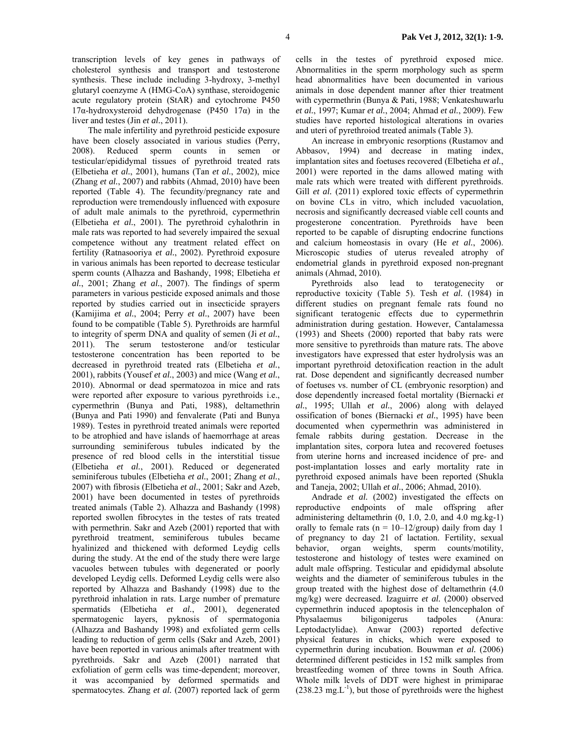transcription levels of key genes in pathways of cholesterol synthesis and transport and testosterone synthesis. These include including 3-hydroxy, 3-methyl glutaryl coenzyme A (HMG-CoA) synthase, steroidogenic acute regulatory protein (StAR) and cytochrome P450 17α-hydroxysteroid dehydrogenase (P450 17α) in the liver and testes (Jin *et al*., 2011).

The male infertility and pyrethroid pesticide exposure have been closely associated in various studies (Perry, 2008). Reduced sperm counts in semen or testicular/epididymal tissues of pyrethroid treated rats (Elbetieha *et al*., 2001), humans (Tan *et al*., 2002), mice (Zhang *et al*., 2007) and rabbits (Ahmad, 2010) have been reported (Table 4). The fecundity/pregnancy rate and reproduction were tremendously influenced with exposure of adult male animals to the pyrethroid, cypermethrin (Elbetieha *et al*., 2001). The pyrethroid cyhalothrin in male rats was reported to had severely impaired the sexual competence without any treatment related effect on fertility (Ratnasooriya *et al*., 2002). Pyrethroid exposure in various animals has been reported to decrease testicular sperm counts (Alhazza and Bashandy, 1998; Elbetieha *et al*., 2001; Zhang *et al*., 2007). The findings of sperm parameters in various pesticide exposed animals and those reported by studies carried out in insecticide sprayers (Kamijima *et al*., 2004; Perry *et al*., 2007) have been found to be compatible (Table 5). Pyrethroids are harmful to integrity of sperm DNA and quality of semen (Ji *et al*., 2011). The serum testosterone and/or testicular testosterone concentration has been reported to be decreased in pyrethroid treated rats (Elbetieha *et al*., 2001), rabbits (Yousef *et al*., 2003) and mice (Wang *et al*., 2010). Abnormal or dead spermatozoa in mice and rats were reported after exposure to various pyrethroids i.e., cypermethrin (Bunya and Pati, 1988), deltamethrin (Bunya and Pati 1990) and fenvalerate (Pati and Bunya 1989). Testes in pyrethroid treated animals were reported to be atrophied and have islands of haemorrhage at areas surrounding seminiferous tubules indicated by the presence of red blood cells in the interstitial tissue (Elbetieha *et al*., 2001). Reduced or degenerated seminiferous tubules (Elbetieha *et al*., 2001; Zhang *et al*., 2007) with fibrosis (Elbetieha *et al*., 2001; Sakr and Azeb, 2001) have been documented in testes of pyrethroids treated animals (Table 2). Alhazza and Bashandy (1998) reported swollen fibrocytes in the testes of rats treated with permethrin. Sakr and Azeb (2001) reported that with pyrethroid treatment, seminiferous tubules became hyalinized and thickened with deformed Leydig cells during the study. At the end of the study there were large vacuoles between tubules with degenerated or poorly developed Leydig cells. Deformed Leydig cells were also reported by Alhazza and Bashandy (1998) due to the pyrethroid inhalation in rats. Large number of premature spermatids (Elbetieha *et al*., 2001), degenerated spermatogenic layers, pyknosis of spermatogonia (Alhazza and Bashandy 1998) and exfoliated germ cells leading to reduction of germ cells (Sakr and Azeb, 2001) have been reported in various animals after treatment with pyrethroids. Sakr and Azeb (2001) narrated that exfoliation of germ cells was time-dependent; moreover, it was accompanied by deformed spermatids and spermatocytes. Zhang *et al.* (2007) reported lack of germ cells in the testes of pyrethroid exposed mice. Abnormalities in the sperm morphology such as sperm head abnormalities have been documented in various animals in dose dependent manner after thier treatment with cypermethrin (Bunya & Pati, 1988; Venkateshuwarlu *et al*., 1997; Kumar *et al*., 2004; Ahmad *et al*., 2009). Few studies have reported histological alterations in ovaries and uteri of pyrethroiod treated animals (Table 3).

An increase in embryonic resorptions (Rustamov and Abbasov, 1994) and decrease in mating index, implantation sites and foetuses recovered (Elbetieha *et al*., 2001) were reported in the dams allowed mating with male rats which were treated with different pyrethroids. Gill *et al.* (2011) explored toxic effects of cypermethrin on bovine CLs in vitro, which included vacuolation, necrosis and significantly decreased viable cell counts and progesterone concentration. Pyrethroids have been reported to be capable of disrupting endocrine functions and calcium homeostasis in ovary (He *et al*., 2006). Microscopic studies of uterus revealed atrophy of endometrial glands in pyrethroid exposed non-pregnant animals (Ahmad, 2010).

Pyrethroids also lead to teratogenecity or reproductive toxicity (Table 5). Tesh *et al.* (1984) in different studies on pregnant female rats found no significant teratogenic effects due to cypermethrin administration during gestation. However, Cantalamessa (1993) and Sheets (2000) reported that baby rats were more sensitive to pyrethroids than mature rats. The above investigators have expressed that ester hydrolysis was an important pyrethroid detoxification reaction in the adult rat. Dose dependent and significantly decreased number of foetuses vs. number of CL (embryonic resorption) and dose dependently increased foetal mortality (Biernacki *et al*., 1995; Ullah *et al*., 2006) along with delayed ossification of bones (Biernacki *et al*., 1995) have been documented when cypermethrin was administered in female rabbits during gestation. Decrease in the implantation sites, corpora lutea and recovered foetuses from uterine horns and increased incidence of pre- and post-implantation losses and early mortality rate in pyrethroid exposed animals have been reported (Shukla and Taneja, 2002; Ullah *et al*., 2006; Ahmad, 2010).

Andrade *et al.* (2002) investigated the effects on reproductive endpoints of male offspring after administering deltamethrin (0, 1.0, 2.0, and 4.0 mg.kg-1) orally to female rats (n = 10–12/group) daily from day 1 of pregnancy to day 21 of lactation. Fertility, sexual behavior, organ weights, sperm counts/motility, testosterone and histology of testes were examined on adult male offspring. Testicular and epididymal absolute weights and the diameter of seminiferous tubules in the group treated with the highest dose of deltamethrin (4.0 mg/kg) were decreased. Izaguirre *et al.* (2000) observed cypermethrin induced apoptosis in the telencephalon of Physalaemus biligonigerus tadpoles (Anura: Leptodactylidae). Anwar (2003) reported defective physical features in chicks, which were exposed to cypermethrin during incubation. Bouwman *et al.* (2006) determined different pesticides in 152 milk samples from breastfeeding women of three towns in South Africa. Whole milk levels of DDT were highest in primiparae ($238.23$ mg.L$^{-1}$), but those of pyrethroids were the highest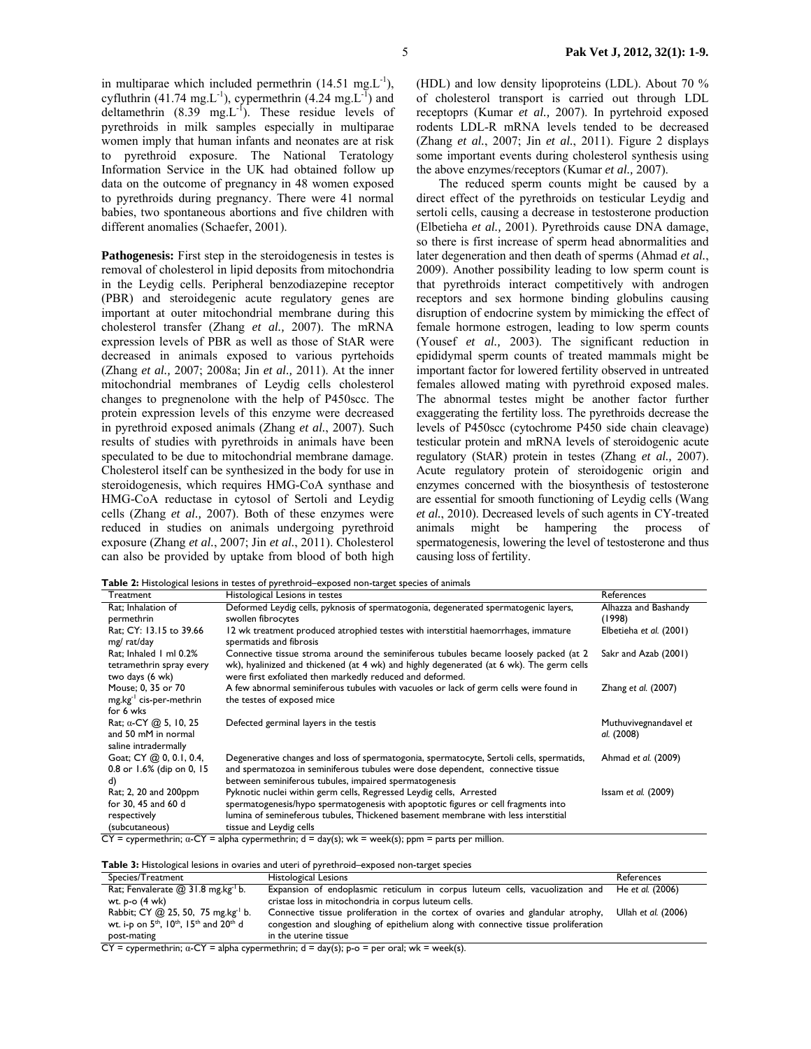in multiparae which included permethrin (14.51 mg.L$^{-1}$), cyfluthrin (41.74 mg.L$^{-1}$), cypermethrin (4.24 mg.L$^{-1}$) and deltamethrin (8.39 mg.L$^{-1}$). These residue levels of pyrethroids in milk samples especially in multiparae women imply that human infants and neonates are at risk to pyrethroid exposure. The National Teratology Information Service in the UK had obtained follow up data on the outcome of pregnancy in 48 women exposed to pyrethroids during pregnancy. There were 41 normal babies, two spontaneous abortions and five children with different anomalies (Schaefer, 2001).

**Pathogenesis:** First step in the steroidogenesis in testes is removal of cholesterol in lipid deposits from mitochondria in the Leydig cells. Peripheral benzodiazepine receptor (PBR) and steroidegenic acute regulatory genes are important at outer mitochondrial membrane during this cholesterol transfer (Zhang *et al.,* 2007). The mRNA expression levels of PBR as well as those of StAR were decreased in animals exposed to various pyrtehoids (Zhang *et al.,* 2007; 2008a; Jin *et al.,* 2011). At the inner mitochondrial membranes of Leydig cells cholesterol changes to pregnenolone with the help of P450scc. The protein expression levels of this enzyme were decreased in pyrethroid exposed animals (Zhang *et al.*, 2007). Such results of studies with pyrethroids in animals have been speculated to be due to mitochondrial membrane damage. Cholesterol itself can be synthesized in the body for use in steroidogenesis, which requires HMG-CoA synthase and HMG-CoA reductase in cytosol of Sertoli and Leydig cells (Zhang *et al.,* 2007). Both of these enzymes were reduced in studies on animals undergoing pyrethroid exposure (Zhang *et al.*, 2007; Jin *et al.*, 2011). Cholesterol can also be provided by uptake from blood of both high (HDL) and low density lipoproteins (LDL). About 70 % of cholesterol transport is carried out through LDL receptoprs (Kumar *et al.,* 2007). In pyrtehroid exposed rodents LDL-R mRNA levels tended to be decreased (Zhang *et al.*, 2007; Jin *et al.*, 2011). Figure 2 displays some important events during cholesterol synthesis using the above enzymes/receptors (Kumar *et al.,* 2007).

The reduced sperm counts might be caused by a direct effect of the pyrethroids on testicular Leydig and sertoli cells, causing a decrease in testosterone production (Elbetieha *et al.,* 2001). Pyrethroids cause DNA damage, so there is first increase of sperm head abnormalities and later degeneration and then death of sperms (Ahmad *et al.*, 2009). Another possibility leading to low sperm count is that pyrethroids interact competitively with androgen receptors and sex hormone binding globulins causing disruption of endocrine system by mimicking the effect of female hormone estrogen, leading to low sperm counts (Yousef *et al.,* 2003). The significant reduction in epididymal sperm counts of treated mammals might be important factor for lowered fertility observed in untreated females allowed mating with pyrethroid exposed males. The abnormal testes might be another factor further exaggerating the fertility loss. The pyrethroids decrease the levels of P450scc (cytochrome P450 side chain cleavage) testicular protein and mRNA levels of steroidogenic acute regulatory (StAR) protein in testes (Zhang *et al.,* 2007). Acute regulatory protein of steroidogenic origin and enzymes concerned with the biosynthesis of testosterone are essential for smooth functioning of Leydig cells (Wang *et al.*, 2010). Decreased levels of such agents in CY-treated animals might be hampering the process of spermatogenesis, lowering the level of testosterone and thus causing loss of fertility.

**Table 2:** Histological lesions in testes of pyrethroid–exposed non-target species of animals

| Treatment | Histological Lesions in testes | References |
|---|---|---|
| Rat; Inhalation of permethrin | Deformed Leydig cells, pyknosis of spermatogonia, degenerated spermatogenic layers, swollen fibrocytes | Alhazza and Bashandy (1998) |
| Rat; CY: 13.15 to 39.66 mg/ rat/day | 12 wk treatment produced atrophied testes with interstitial haemorrhages, immature spermatids and fibrosis | Elbetieha *et al.* (2001) |
| Rat; Inhaled 1 ml 0.2% tetramethrin spray every two days (6 wk) | Connective tissue stroma around the seminiferous tubules became loosely packed (at 2 wk), hyalinized and thickened (at 4 wk) and highly degenerated (at 6 wk). The germ cells were first exfoliated then markedly reduced and deformed. | Sakr and Azab (2001) |
| Mouse; 0, 35 or 70 mg.kg$^{-1}$ cis-per-methrin for 6 wks | A few abnormal seminiferous tubules with vacuoles or lack of germ cells were found in the testes of exposed mice | Zhang *et al.* (2007) |
| Rat; α-CY @ 5, 10, 25 and 50 mM in normal saline intradermally | Defected germinal layers in the testis | Muthuvivegnandavel *et al.* (2008) |
| Goat; CY @ 0, 0.1, 0.4, 0.8 or 1.6% (dip on 0, 15 d) | Degenerative changes and loss of spermatogonia, spermatocyte, Sertoli cells, spermatids, and spermatozoa in seminiferous tubules were dose dependent, connective tissue between seminiferous tubules, impaired spermatogenesis | Ahmad *et al.* (2009) |
| Rat; 2, 20 and 200ppm for 30, 45 and 60 d respectively (subcutaneous) | Pyknotic nuclei within germ cells, Regressed Leydig cells, Arrested spermatogenesis/hypo spermatogenesis with apoptotic figures or cell fragments into lumina of semineferous tubules, Thickened basement membrane with less interstitial tissue and Leydig cells | Issam *et al.* (2009) |

CY = cypermethrin; α-CY = alpha cypermethrin; d = day(s); wk = week(s); ppm = parts per million.

**Table 3:** Histological lesions in ovaries and uteri of pyrethroid–exposed non-target species

| Species/Treatment | Histological Lesions | References |
|---|---|---|
| Rat; Fenvalerate @ 31.8 mg.kg$^{-1}$ b. wt. p-o (4 wk) | Expansion of endoplasmic reticulum in corpus luteum cells, vacuolization and cristae loss in mitochondria in corpus luteum cells. | He *et al.* (2006) |
| Rabbit; CY @ 25, 50, 75 mg.kg$^{-1}$ b. wt. i-p on 5$^{th}$, 10$^{th}$, 15$^{th}$ and 20$^{th}$ d post-mating | Connective tissue proliferation in the cortex of ovaries and glandular atrophy, congestion and sloughing of epithelium along with connective tissue proliferation in the uterine tissue | Ullah *et al.* (2006) |

CY = cypermethrin; α-CY = alpha cypermethrin; d = day(s); p-o = per oral; wk = week(s).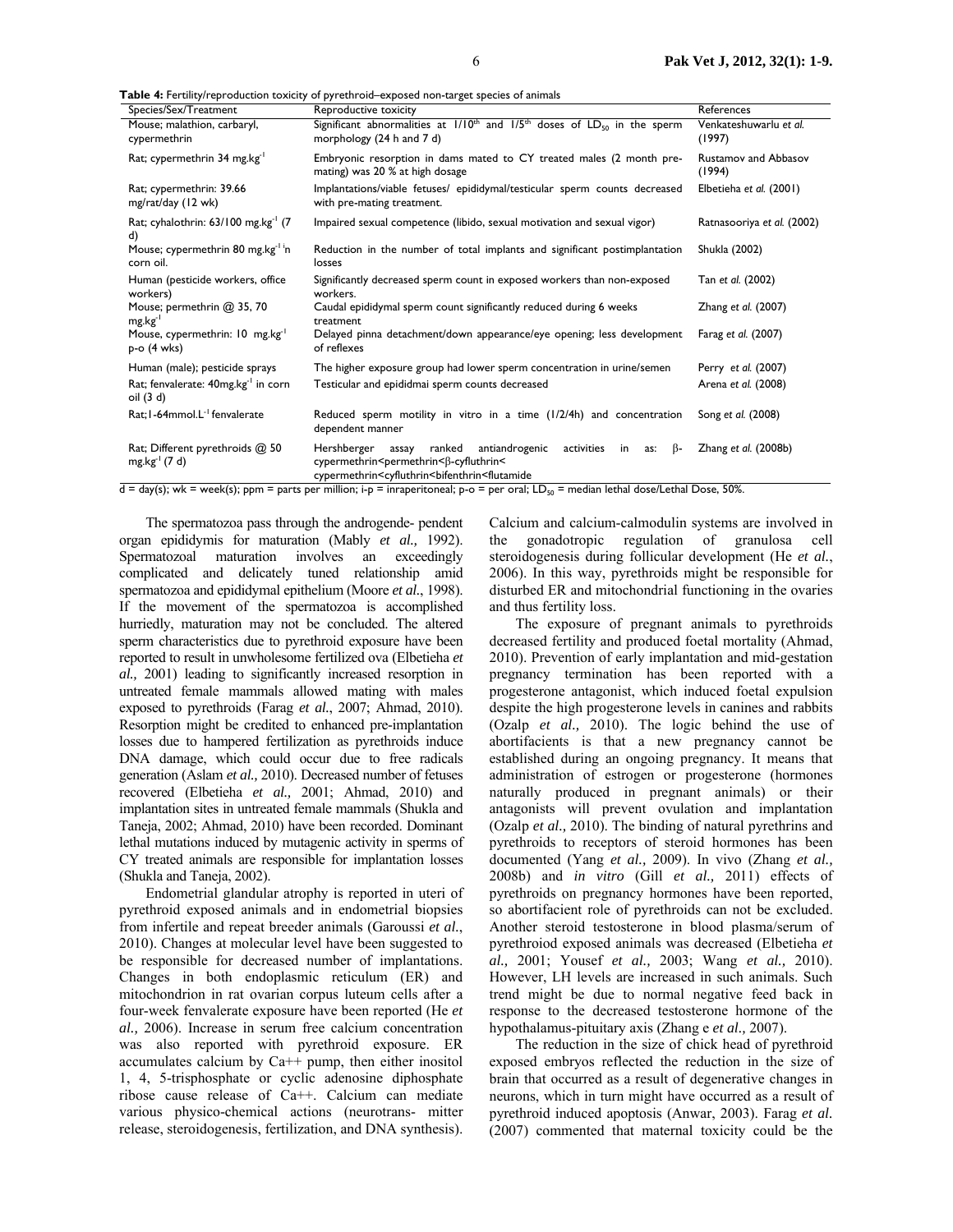**Table 4:** Fertility/reproduction toxicity of pyrethroid–exposed non-target species of animals

| Species/Sex/Treatment | Reproductive toxicity | References |
|---|---|---|
| Mouse; malathion, carbaryl, cypermethrin | Significant abnormalities at 1/10[th] and 1/5[th] doses of $LD_{50}$ in the sperm morphology (24 h and 7 d) | Venkateshuwarlu *et al.* (1997) |
| Rat; cypermethrin 34 mg.kg$^{-1}$ | Embryonic resorption in dams mated to CY treated males (2 month pre-mating) was 20 % at high dosage | Rustamov and Abbasov (1994) |
| Rat; cypermethrin: 39.66 mg/rat/day (12 wk) | Implantations/viable fetuses/ epididymal/testicular sperm counts decreased with pre-mating treatment. | Elbetieha *et al.* (2001) |
| Rat; cyhalothrin: 63/100 mg.kg$^{-1}$ (7 d) | Impaired sexual competence (libido, sexual motivation and sexual vigor) | Ratnasooriya *et al.* (2002) |
| Mouse; cypermethrin 80 mg.kg$^{-1}$ in corn oil. | Reduction in the number of total implants and significant postimplantation losses | Shukla (2002) |
| Human (pesticide workers, office workers) | Significantly decreased sperm count in exposed workers than non-exposed workers. | Tan *et al.* (2002) |
| Mouse; permethrin @ 35, 70 mg.kg$^{-1}$ | Caudal epididymal sperm count significantly reduced during 6 weeks treatment | Zhang *et al.* (2007) |
| Mouse, cypermethrin: 10 mg.kg$^{-1}$ p-o (4 wks) | Delayed pinna detachment/down appearance/eye opening; less development of reflexes | Farag *et al.* (2007) |
| Human (male); pesticide sprays | The higher exposure group had lower sperm concentration in urine/semen | Perry *et al.* (2007) |
| Rat; fenvalerate: 40mg.kg$^{-1}$ in corn oil (3 d) | Testicular and epididmai sperm counts decreased | Arena *et al.* (2008) |
| Rat;1-64mmol.L$^{-1}$ fenvalerate | Reduced sperm motility in vitro in a time (1/2/4h) and concentration dependent manner | Song *et al.* (2008) |
| Rat; Different pyrethroids @ 50 mg.kg$^{-1}$ (7 d) | Hershberger assay ranked antiandrogenic activities in as: β-cypermethrin<permethrin<β-cyfluthrin< cypermethrin<cyfluthrin<bifenthrin<flutamide | Zhang *et al.* (2008b) |

d = day(s); wk = week(s); ppm = parts per million; i-p = inraperitoneal; p-o = per oral; $LD_{50}$ = median lethal dose/Lethal Dose, 50%.

The spermatozoa pass through the androgende- pendent organ epididymis for maturation (Mably *et al.,* 1992). Spermatozoal maturation involves an exceedingly complicated and delicately tuned relationship amid spermatozoa and epididymal epithelium (Moore *et al*., 1998). If the movement of the spermatozoa is accomplished hurriedly, maturation may not be concluded. The altered sperm characteristics due to pyrethroid exposure have been reported to result in unwholesome fertilized ova (Elbetieha *et al.,* 2001) leading to significantly increased resorption in untreated female mammals allowed mating with males exposed to pyrethroids (Farag *et al*., 2007; Ahmad, 2010). Resorption might be credited to enhanced pre-implantation losses due to hampered fertilization as pyrethroids induce DNA damage, which could occur due to free radicals generation (Aslam *et al.,* 2010). Decreased number of fetuses recovered (Elbetieha *et al.,* 2001; Ahmad, 2010) and implantation sites in untreated female mammals (Shukla and Taneja, 2002; Ahmad, 2010) have been recorded. Dominant lethal mutations induced by mutagenic activity in sperms of CY treated animals are responsible for implantation losses (Shukla and Taneja, 2002).

Endometrial glandular atrophy is reported in uteri of pyrethroid exposed animals and in endometrial biopsies from infertile and repeat breeder animals (Garoussi *et al*., 2010). Changes at molecular level have been suggested to be responsible for decreased number of implantations. Changes in both endoplasmic reticulum (ER) and mitochondrion in rat ovarian corpus luteum cells after a four-week fenvalerate exposure have been reported (He *et al.,* 2006). Increase in serum free calcium concentration was also reported with pyrethroid exposure. ER accumulates calcium by Ca++ pump, then either inositol 1, 4, 5-trisphosphate or cyclic adenosine diphosphate ribose cause release of Ca++. Calcium can mediate various physico-chemical actions (neurotrans- mitter release, steroidogenesis, fertilization, and DNA synthesis). Calcium and calcium-calmodulin systems are involved in the gonadotropic regulation of granulosa cell steroidogenesis during follicular development (He *et al*., 2006). In this way, pyrethroids might be responsible for disturbed ER and mitochondrial functioning in the ovaries and thus fertility loss.

The exposure of pregnant animals to pyrethroids decreased fertility and produced foetal mortality (Ahmad, 2010). Prevention of early implantation and mid-gestation pregnancy termination has been reported with a progesterone antagonist, which induced foetal expulsion despite the high progesterone levels in canines and rabbits (Ozalp *et al.,* 2010). The logic behind the use of abortifacients is that a new pregnancy cannot be established during an ongoing pregnancy. It means that administration of estrogen or progesterone (hormones naturally produced in pregnant animals) or their antagonists will prevent ovulation and implantation (Ozalp *et al.,* 2010). The binding of natural pyrethrins and pyrethroids to receptors of steroid hormones has been documented (Yang *et al.,* 2009). In vivo (Zhang *et al.,* 2008b) and *in vitro* (Gill *et al.,* 2011) effects of pyrethroids on pregnancy hormones have been reported, so abortifacient role of pyrethroids can not be excluded. Another steroid testosterone in blood plasma/serum of pyrethroiod exposed animals was decreased (Elbetieha *et al.,* 2001; Yousef *et al.,* 2003; Wang *et al.,* 2010). However, LH levels are increased in such animals. Such trend might be due to normal negative feed back in response to the decreased testosterone hormone of the hypothalamus-pituitary axis (Zhang e *et al.,* 2007).

The reduction in the size of chick head of pyrethroid exposed embryos reflected the reduction in the size of brain that occurred as a result of degenerative changes in neurons, which in turn might have occurred as a result of pyrethroid induced apoptosis (Anwar, 2003). Farag *et al.* (2007) commented that maternal toxicity could be the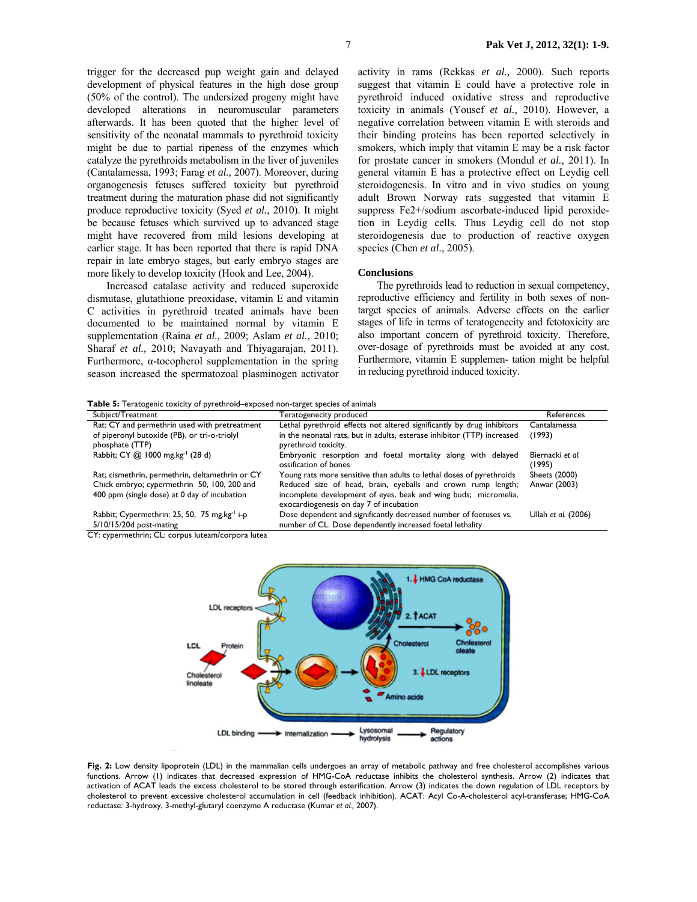trigger for the decreased pup weight gain and delayed development of physical features in the high dose group (50% of the control). The undersized progeny might have developed alterations in neuromuscular parameters afterwards. It has been quoted that the higher level of sensitivity of the neonatal mammals to pyrethroid toxicity might be due to partial ripeness of the enzymes which catalyze the pyrethroids metabolism in the liver of juveniles (Cantalamessa, 1993; Farag *et al.,* 2007). Moreover, during organogenesis fetuses suffered toxicity but pyrethroid treatment during the maturation phase did not significantly produce reproductive toxicity (Syed *et al.,* 2010). It might be because fetuses which survived up to advanced stage might have recovered from mild lesions developing at earlier stage. It has been reported that there is rapid DNA repair in late embryo stages, but early embryo stages are more likely to develop toxicity (Hook and Lee, 2004).

Increased catalase activity and reduced superoxide dismutase, glutathione preoxidase, vitamin E and vitamin C activities in pyrethroid treated animals have been documented to be maintained normal by vitamin E supplementation (Raina *et al.,* 2009; Aslam *et al.,* 2010; Sharaf *et al.,* 2010; Navayath and Thiyagarajan, 2011). Furthermore, α-tocopherol supplementation in the spring season increased the spermatozoal plasminogen activator activity in rams (Rekkas *et al.,* 2000). Such reports suggest that vitamin E could have a protective role in pyrethroid induced oxidative stress and reproductive toxicity in animals (Yousef *et al.,* 2010). However, a negative correlation between vitamin E with steroids and their binding proteins has been reported selectively in smokers, which imply that vitamin E may be a risk factor for prostate cancer in smokers (Mondul *et al.,* 2011). In general vitamin E has a protective effect on Leydig cell steroidogenesis. In vitro and in vivo studies on young adult Brown Norway rats suggested that vitamin E suppress Fe2+/sodium ascorbate-induced lipid peroxidetion in Leydig cells. Thus Leydig cell do not stop steroidogenesis due to production of reactive oxygen species (Chen *et al.,* 2005).

## Conclusions

The pyrethroids lead to reduction in sexual competency, reproductive efficiency and fertility in both sexes of non-target species of animals. Adverse effects on the earlier stages of life in terms of teratogenecity and fetotoxicity are also important concern of pyrethroid toxicity. Therefore, over-dosage of pyrethroids must be avoided at any cost. Furthermore, vitamin E supplemen- tation might be helpful in reducing pyrethroid induced toxicity.

**Table 5:** Teratogenic toxicity of pyrethroid–exposed non-target species of animals

| Subject/Treatment | Teratogenecity produced | References |
|---|---|---|
| Rat: CY and permethrin used with pretreatment of piperonyl butoxide (PB), or tri-o-triolyl phosphate (TTP) | Lethal pyrethroid effects not altered significantly by drug inhibitors in the neonatal rats, but in adults, esterase inhibitor (TTP) increased pyrethroid toxicity. | Cantalamessa (1993) |
| Rabbit; CY @ 1000 mg.kg$^{-1}$ (28 d) | Embryonic resorption and foetal mortality along with delayed ossification of bones | Biernacki *et al.* (1995) |
| Rat; cismethrin, permethrin, deltamethrin or CY | Young rats more sensitive than adults to lethal doses of pyrethroids | Sheets (2000) |
| Chick embryo; cypermethrin 50, 100, 200 and 400 ppm (single dose) at 0 day of incubation | Reduced size of head, brain, eyeballs and crown rump length; incomplete development of eyes, beak and wing buds; micromelia, exocardiogenesis on day 7 of incubation | Anwar (2003) |
| Rabbit; Cypermethrin: 25, 50, 75 mg.kg$^{-1}$ i-p 5/10/15/20d post-mating | Dose dependent and significantly decreased number of foetuses vs. number of CL. Dose dependently increased foetal lethality | Ullah *et al.* (2006) |

CY: cypermethrin; CL: corpus luteam/corpora lutea

**Fig. 2:** Low density lipoprotein (LDL) in the mammalian cells undergoes an array of metabolic pathway and free cholesterol accomplishes various functions. Arrow (1) indicates that decreased expression of HMG-CoA reductase inhibits the cholesterol synthesis. Arrow (2) indicates that activation of ACAT leads the excess cholesterol to be stored through esterification. Arrow (3) indicates the down regulation of LDL receptors by cholesterol to prevent excessive cholesterol accumulation in cell (feedback inhibition). ACAT: Acyl Co-A-cholesterol acyl-transferase; HMG-CoA reductase: 3-hydroxy, 3-methyl-glutaryl coenzyme A reductase (Kumar *et al.,* 2007).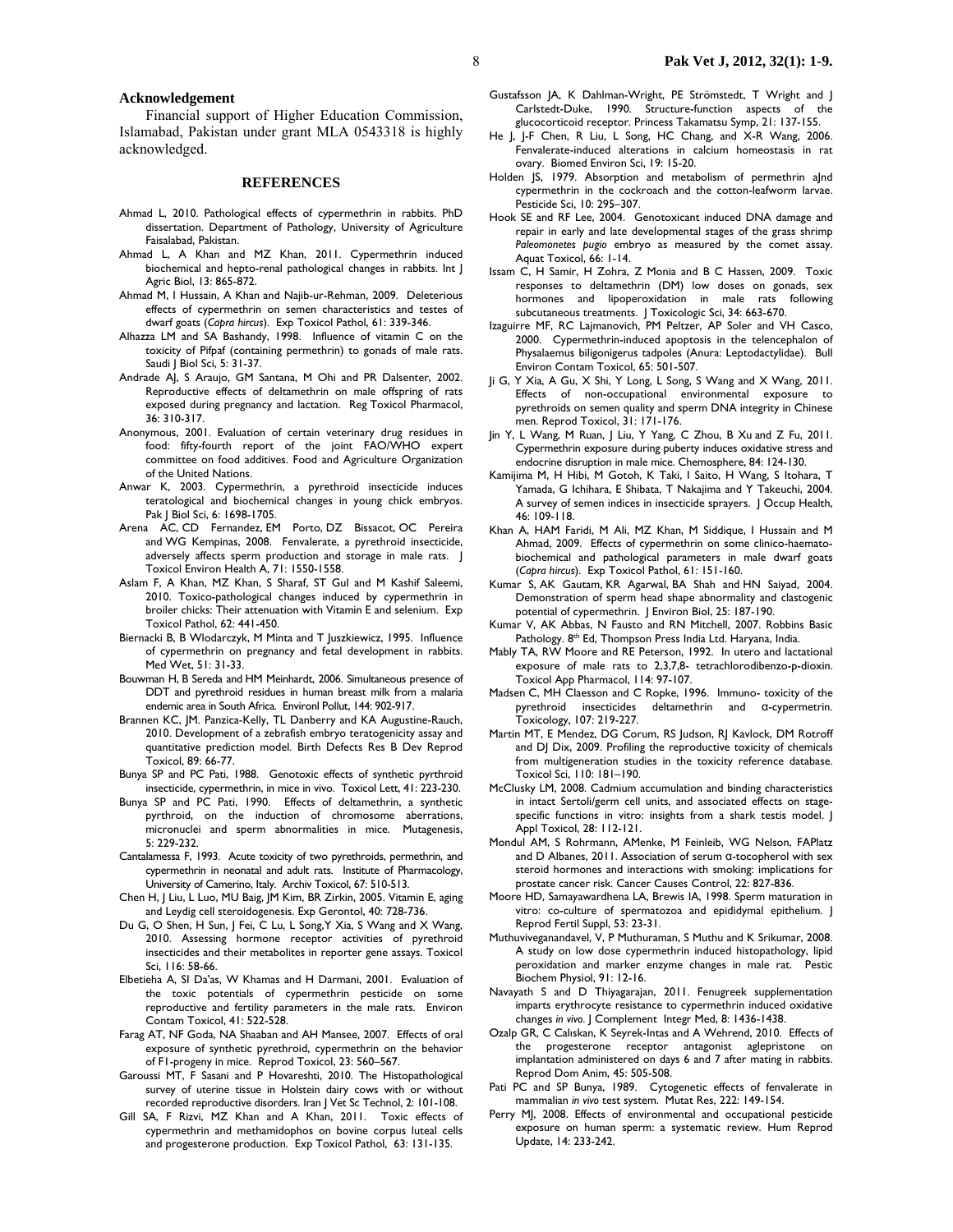## Acknowledgement

Financial support of Higher Education Commission, Islamabad, Pakistan under grant MLA 0543318 is highly acknowledged.

## REFERENCES

Ahmad L, 2010. Pathological effects of cypermethrin in rabbits. PhD dissertation. Department of Pathology, University of Agriculture Faisalabad, Pakistan.

Ahmad L, A Khan and MZ Khan, 2011. Cypermethrin induced biochemical and hepto-renal pathological changes in rabbits. Int J Agric Biol, 13: 865-872.

Ahmad M, I Hussain, A Khan and Najib-ur-Rehman, 2009. Deleterious effects of cypermethrin on semen characteristics and testes of dwarf goats (*Capra hircus*). Exp Toxicol Pathol, 61: 339-346.

Alhazza LM and SA Bashandy, 1998. Influence of vitamin C on the toxicity of Pifpaf (containing permethrin) to gonads of male rats. Saudi J Biol Sci, 5: 31-37.

Andrade AJ, S Araujo, GM Santana, M Ohi and PR Dalsenter, 2002. Reproductive effects of deltamethrin on male offspring of rats exposed during pregnancy and lactation. Reg Toxicol Pharmacol, 36: 310-317.

Anonymous, 2001. Evaluation of certain veterinary drug residues in food: fifty-fourth report of the joint FAO/WHO expert committee on food additives. Food and Agriculture Organization of the United Nations.

Anwar K, 2003. Cypermethrin, a pyrethroid insecticide induces teratological and biochemical changes in young chick embryos. Pak J Biol Sci, 6: 1698-1705.

Arena AC, CD Fernandez, EM Porto, DZ Bissacot, OC Pereira and WG Kempinas, 2008. Fenvalerate, a pyrethroid insecticide, adversely affects sperm production and storage in male rats. J Toxicol Environ Health A, 71: 1550-1558.

Aslam F, A Khan, MZ Khan, S Sharaf, ST Gul and M Kashif Saleemi, 2010. Toxico-pathological changes induced by cypermethrin in broiler chicks: Their attenuation with Vitamin E and selenium. Exp Toxicol Pathol, 62: 441-450.

Biernacki B, B Wlodarczyk, M Minta and T Juszkiewicz, 1995. Influence of cypermethrin on pregnancy and fetal development in rabbits. Med Wet, 51: 31-33.

Bouwman H, B Sereda and HM Meinhardt, 2006. Simultaneous presence of DDT and pyrethroid residues in human breast milk from a malaria endemic area in South Africa. Environl Pollut, 144: 902-917.

Brannen KC, JM. Panzica-Kelly, TL Danberry and KA Augustine-Rauch, 2010. Development of a zebrafish embryo teratogenicity assay and quantitative prediction model. Birth Defects Res B Dev Reprod Toxicol, 89: 66-77.

Bunya SP and PC Pati, 1988. Genotoxic effects of synthetic pyrthroid insecticide, cypermethrin, in mice in vivo. Toxicol Lett, 41: 223-230.

Bunya SP and PC Pati, 1990. Effects of deltamethrin, a synthetic pyrthroid, on the induction of chromosome aberrations, micronuclei and sperm abnormalities in mice. Mutagenesis, 5: 229-232.

Cantalamessa F, 1993. Acute toxicity of two pyrethroids, permethrin, and cypermethrin in neonatal and adult rats. Institute of Pharmacology, University of Camerino, Italy. Archiv Toxicol, 67: 510-513.

Chen H, J Liu, L Luo, MU Baig, JM Kim, BR Zirkin, 2005. Vitamin E, aging and Leydig cell steroidogenesis. Exp Gerontol, 40: 728-736.

Du G, O Shen, H Sun, J Fei, C Lu, L Song,Y Xia, S Wang and X Wang, 2010. Assessing hormone receptor activities of pyrethroid insecticides and their metabolites in reporter gene assays. Toxicol Sci, 116: 58-66.

Elbetieha A, SI Da'as, W Khamas and H Darmani, 2001. Evaluation of the toxic potentials of cypermethrin pesticide on some reproductive and fertility parameters in the male rats. Environ Contam Toxicol, 41: 522-528.

Farag AT, NF Goda, NA Shaaban and AH Mansee, 2007. Effects of oral exposure of synthetic pyrethroid, cypermethrin on the behavior of F1-progeny in mice. Reprod Toxicol, 23: 560–567.

Garoussi MT, F Sasani and P Hovareshti, 2010. The Histopathological survey of uterine tissue in Holstein dairy cows with or without recorded reproductive disorders. Iran J Vet Sc Technol, 2: 101-108.

Gill SA, F Rizvi, MZ Khan and A Khan, 2011. Toxic effects of cypermethrin and methamidophos on bovine corpus luteal cells and progesterone production. Exp Toxicol Pathol, 63: 131-135.

Gustafsson JA, K Dahlman-Wright, PE Strömstedt, T Wright and J Carlstedt-Duke, 1990. Structure-function aspects of the glucocorticoid receptor. Princess Takamatsu Symp, 21: 137-155.

He J, J-F Chen, R Liu, L Song, HC Chang, and X-R Wang, 2006. Fenvalerate-induced alterations in calcium homeostasis in rat ovary. Biomed Environ Sci, 19: 15-20.

Holden JS, 1979. Absorption and metabolism of permethrin aJnd cypermethrin in the cockroach and the cotton-leafworm larvae. Pesticide Sci, 10: 295–307.

Hook SE and RF Lee, 2004. Genotoxicant induced DNA damage and repair in early and late developmental stages of the grass shrimp *Paleomonetes pugio* embryo as measured by the comet assay. Aquat Toxicol, 66: 1-14.

Issam C, H Samir, H Zohra, Z Monia and B C Hassen, 2009. Toxic responses to deltamethrin (DM) low doses on gonads, sex hormones and lipoperoxidation in male rats following subcutaneous treatments. J Toxicologic Sci, 34: 663-670.

Izaguirre MF, RC Lajmanovich, PM Peltzer, AP Soler and VH Casco, 2000. Cypermethrin-induced apoptosis in the telencephalon of Physalaemus biligonigerus tadpoles (Anura: Leptodactylidae). Bull Environ Contam Toxicol, 65: 501-507.

Ji G, Y Xia, A Gu, X Shi, Y Long, L Song, S Wang and X Wang, 2011. Effects of non-occupational environmental exposure to pyrethroids on semen quality and sperm DNA integrity in Chinese men. Reprod Toxicol, 31: 171-176.

Jin Y, L Wang, M Ruan, J Liu, Y Yang, C Zhou, B Xu and Z Fu, 2011. Cypermethrin exposure during puberty induces oxidative stress and endocrine disruption in male mice. Chemosphere, 84: 124-130.

Kamijima M, H Hibi, M Gotoh, K Taki, I Saito, H Wang, S Itohara, T Yamada, G Ichihara, E Shibata, T Nakajima and Y Takeuchi, 2004. A survey of semen indices in insecticide sprayers. J Occup Health, 46: 109-118.

Khan A, HAM Faridi, M Ali, MZ Khan, M Siddique, I Hussain and M Ahmad, 2009. Effects of cypermethrin on some clinico-haemato-biochemical and pathological parameters in male dwarf goats (*Capra hircus*). Exp Toxicol Pathol, 61: 151-160.

Kumar S, AK Gautam, KR Agarwal, BA Shah and HN Saiyad, 2004. Demonstration of sperm head shape abnormality and clastogenic potential of cypermethrin. J Environ Biol, 25: 187-190.

Kumar V, AK Abbas, N Fausto and RN Mitchell, 2007. Robbins Basic Pathology. 8th Ed, Thompson Press India Ltd. Haryana, India.

Mably TA, RW Moore and RE Peterson, 1992. In utero and lactational exposure of male rats to 2,3,7,8- tetrachlorodibenzo-p-dioxin. Toxicol App Pharmacol, 114: 97-107.

Madsen C, MH Claesson and C Ropke, 1996. Immuno- toxicity of the pyrethroid insecticides deltamethrin and α-cypermetrin. Toxicology, 107: 219-227.

Martin MT, E Mendez, DG Corum, RS Judson, RJ Kavlock, DM Rotroff and DJ Dix, 2009. Profiling the reproductive toxicity of chemicals from multigeneration studies in the toxicity reference database. Toxicol Sci, 110: 181–190.

McClusky LM, 2008. Cadmium accumulation and binding characteristics in intact Sertoli/germ cell units, and associated effects on stage-specific functions in vitro: insights from a shark testis model. J Appl Toxicol, 28: 112-121.

Mondul AM, S Rohrmann, AMenke, M Feinleib, WG Nelson, FAPlatz and D Albanes, 2011. Association of serum α-tocopherol with sex steroid hormones and interactions with smoking: implications for prostate cancer risk. Cancer Causes Control, 22: 827-836.

Moore HD, Samayawardhena LA, Brewis IA, 1998. Sperm maturation in vitro: co-culture of spermatozoa and epididymal epithelium. J Reprod Fertil Suppl, 53: 23-31.

Muthuviveganandavel, V, P Muthuraman, S Muthu and K Srikumar, 2008. A study on low dose cypermethrin induced histopathology, lipid peroxidation and marker enzyme changes in male rat. Pestic Biochem Physiol, 91: 12-16.

Navayath S and D Thiyagarajan, 2011. Fenugreek supplementation imparts erythrocyte resistance to cypermethrin induced oxidative changes *in vivo*. J Complement Integr Med, 8: 1436-1438.

Ozalp GR, C Calıskan, K Seyrek-Intas and A Wehrend, 2010. Effects of the progesterone receptor antagonist aglepristone on implantation administered on days 6 and 7 after mating in rabbits. Reprod Dom Anim, 45: 505-508.

Pati PC and SP Bunya, 1989. Cytogenetic effects of fenvalerate in mammalian *in vivo* test system. Mutat Res, 222: 149-154.

Perry MJ, 2008. Effects of environmental and occupational pesticide exposure on human sperm: a systematic review. Hum Reprod Update, 14: 233-242.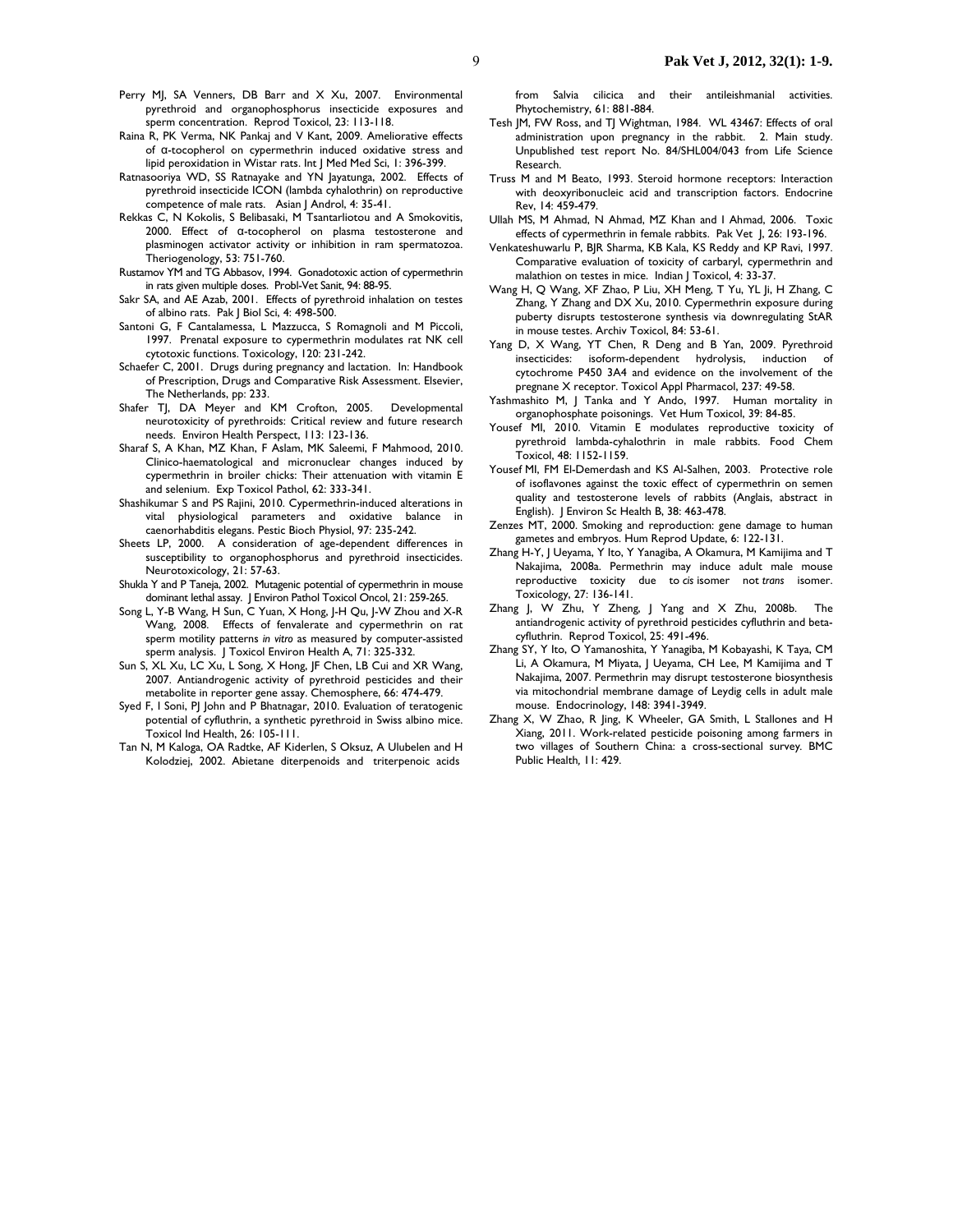Perry MJ, SA Venners, DB Barr and X Xu, 2007. Environmental pyrethroid and organophosphorus insecticide exposures and sperm concentration. Reprod Toxicol, 23: 113-118.

Raina R, PK Verma, NK Pankaj and V Kant, 2009. Ameliorative effects of α-tocopherol on cypermethrin induced oxidative stress and lipid peroxidation in Wistar rats. Int J Med Med Sci, 1: 396-399.

Ratnasooriya WD, SS Ratnayake and YN Jayatunga, 2002. Effects of pyrethroid insecticide ICON (lambda cyhalothrin) on reproductive competence of male rats. Asian J Androl, 4: 35-41.

Rekkas C, N Kokolis, S Belibasaki, M Tsantarliotou and A Smokovitis, 2000. Effect of α-tocopherol on plasma testosterone and plasminogen activator activity or inhibition in ram spermatozoa. Theriogenology, 53: 751-760.

Rustamov YM and TG Abbasov, 1994. Gonadotoxic action of cypermethrin in rats given multiple doses. Probl-Vet Sanit, 94: 88-95.

Sakr SA, and AE Azab, 2001. Effects of pyrethroid inhalation on testes of albino rats. Pak J Biol Sci, 4: 498-500.

Santoni G, F Cantalamessa, L Mazzucca, S Romagnoli and M Piccoli, 1997. Prenatal exposure to cypermethrin modulates rat NK cell cytotoxic functions. Toxicology, 120: 231-242.

Schaefer C, 2001. Drugs during pregnancy and lactation. In: Handbook of Prescription, Drugs and Comparative Risk Assessment. Elsevier, The Netherlands, pp: 233.

Shafer TJ, DA Meyer and KM Crofton, 2005. Developmental neurotoxicity of pyrethroids: Critical review and future research needs. Environ Health Perspect, 113: 123-136.

Sharaf S, A Khan, MZ Khan, F Aslam, MK Saleemi, F Mahmood, 2010. Clinico-haematological and micronuclear changes induced by cypermethrin in broiler chicks: Their attenuation with vitamin E and selenium. Exp Toxicol Pathol, 62: 333-341.

Shashikumar S and PS Rajini, 2010. Cypermethrin-induced alterations in vital physiological parameters and oxidative balance in caenorhabditis elegans. Pestic Bioch Physiol, 97: 235-242.

Sheets LP, 2000. A consideration of age-dependent differences in susceptibility to organophosphorus and pyrethroid insecticides. Neurotoxicology, 21: 57-63.

Shukla Y and P Taneja, 2002. Mutagenic potential of cypermethrin in mouse dominant lethal assay. J Environ Pathol Toxicol Oncol, 21: 259-265.

Song L, Y-B Wang, H Sun, C Yuan, X Hong, J-H Qu, J-W Zhou and X-R Wang, 2008. Effects of fenvalerate and cypermethrin on rat sperm motility patterns *in vitro* as measured by computer-assisted sperm analysis. J Toxicol Environ Health A, 71: 325-332.

Sun S, XL Xu, LC Xu, L Song, X Hong, JF Chen, LB Cui and XR Wang, 2007. Antiandrogenic activity of pyrethroid pesticides and their metabolite in reporter gene assay. Chemosphere, 66: 474-479.

Syed F, I Soni, PJ John and P Bhatnagar, 2010. Evaluation of teratogenic potential of cyfluthrin, a synthetic pyrethroid in Swiss albino mice. Toxicol Ind Health, 26: 105-111.

Tan N, M Kaloga, OA Radtke, AF Kiderlen, S Oksuz, A Ulubelen and H Kolodziej, 2002. Abietane diterpenoids and triterpenoic acids from Salvia cilicica and their antileishmanial activities. Phytochemistry, 61: 881-884.

Tesh JM, FW Ross, and TJ Wightman, 1984. WL 43467: Effects of oral administration upon pregnancy in the rabbit. 2. Main study. Unpublished test report No. 84/SHL004/043 from Life Science Research.

Truss M and M Beato, 1993. Steroid hormone receptors: Interaction with deoxyribonucleic acid and transcription factors. Endocrine Rev, 14: 459-479.

Ullah MS, M Ahmad, N Ahmad, MZ Khan and I Ahmad, 2006. Toxic effects of cypermethrin in female rabbits. Pak Vet J, 26: 193-196.

Venkateshuwarlu P, BJR Sharma, KB Kala, KS Reddy and KP Ravi, 1997. Comparative evaluation of toxicity of carbaryl, cypermethrin and malathion on testes in mice. Indian J Toxicol, 4: 33-37.

Wang H, Q Wang, XF Zhao, P Liu, XH Meng, T Yu, YL Ji, H Zhang, C Zhang, Y Zhang and DX Xu, 2010. Cypermethrin exposure during puberty disrupts testosterone synthesis via downregulating StAR in mouse testes. Archiv Toxicol, 84: 53-61.

Yang D, X Wang, YT Chen, R Deng and B Yan, 2009. Pyrethroid insecticides: isoform-dependent hydrolysis, induction of cytochrome P450 3A4 and evidence on the involvement of the pregnane X receptor. Toxicol Appl Pharmacol, 237: 49-58.

Yashmashito M, J Tanka and Y Ando, 1997. Human mortality in organophosphate poisonings. Vet Hum Toxicol, 39: 84-85.

Yousef MI, 2010. Vitamin E modulates reproductive toxicity of pyrethroid lambda-cyhalothrin in male rabbits. Food Chem Toxicol, 48: 1152-1159.

Yousef MI, FM El-Demerdash and KS Al-Salhen, 2003. Protective role of isoflavones against the toxic effect of cypermethrin on semen quality and testosterone levels of rabbits (Anglais, abstract in English). J Environ Sc Health B, 38: 463-478.

Zenzes MT, 2000. Smoking and reproduction: gene damage to human gametes and embryos. Hum Reprod Update, 6: 122-131.

Zhang H-Y, J Ueyama, Y Ito, Y Yanagiba, A Okamura, M Kamijima and T Nakajima, 2008a. Permethrin may induce adult male mouse reproductive toxicity due to *cis* isomer not *trans* isomer. Toxicology, 27: 136-141.

Zhang J, W Zhu, Y Zheng, J Yang and X Zhu, 2008b. The antiandrogenic activity of pyrethroid pesticides cyfluthrin and beta-cyfluthrin. Reprod Toxicol, 25: 491-496.

Zhang SY, Y Ito, O Yamanoshita, Y Yanagiba, M Kobayashi, K Taya, CM Li, A Okamura, M Miyata, J Ueyama, CH Lee, M Kamijima and T Nakajima, 2007. Permethrin may disrupt testosterone biosynthesis via mitochondrial membrane damage of Leydig cells in adult male mouse. Endocrinology, 148: 3941-3949.

Zhang X, W Zhao, R Jing, K Wheeler, GA Smith, L Stallones and H Xiang, 2011. Work-related pesticide poisoning among farmers in two villages of Southern China: a cross-sectional survey. BMC Public Health, 11: 429.